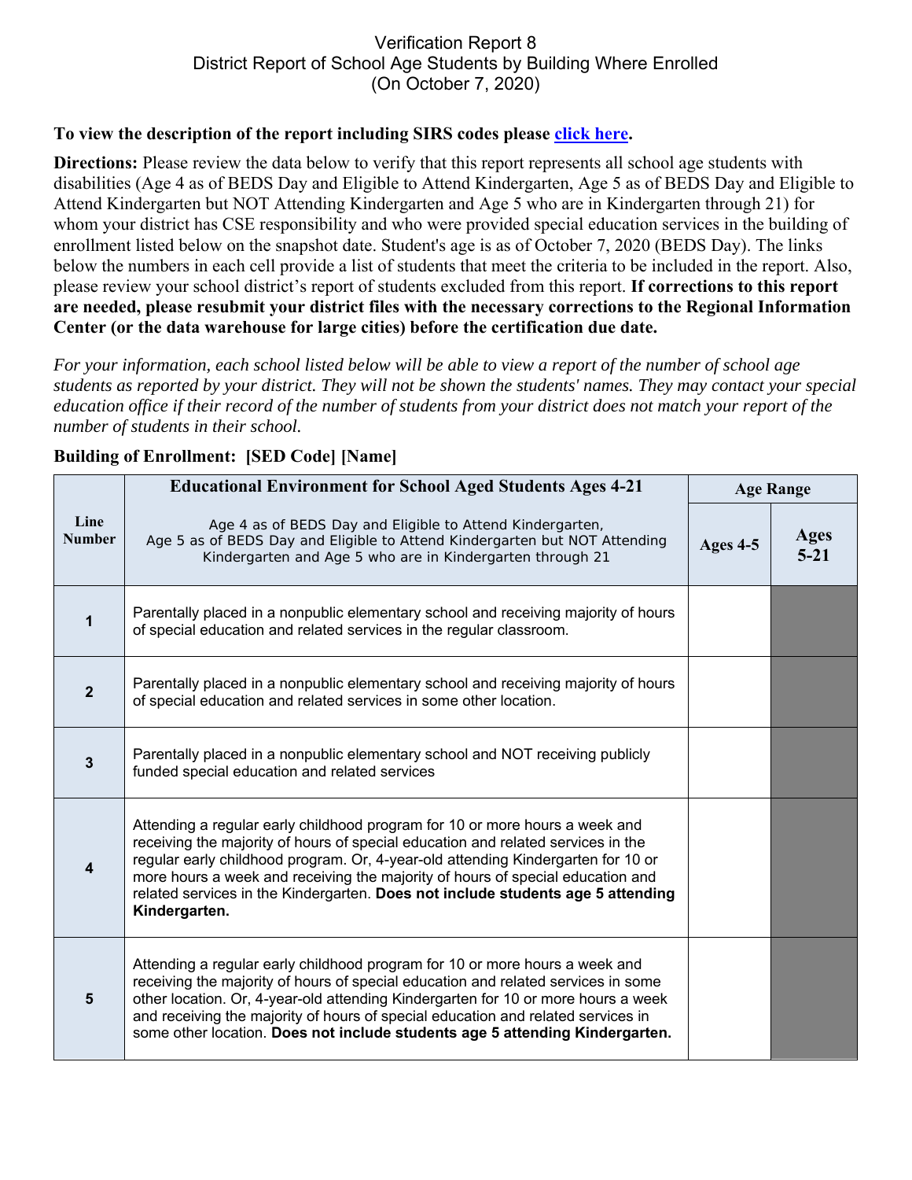# Verification Report 8
## District Report of School Age Students by Building Where Enrolled
## (On October 7, 2020)

**To view the description of the report including SIRS codes please click here.**

**Directions:** Please review the data below to verify that this report represents all school age students with disabilities (Age 4 as of BEDS Day and Eligible to Attend Kindergarten, Age 5 as of BEDS Day and Eligible to Attend Kindergarten but NOT Attending Kindergarten and Age 5 who are in Kindergarten through 21) for whom your district has CSE responsibility and who were provided special education services in the building of enrollment listed below on the snapshot date. Student's age is as of October 7, 2020 (BEDS Day). The links below the numbers in each cell provide a list of students that meet the criteria to be included in the report. Also, please review your school district's report of students excluded from this report. **If corrections to this report are needed, please resubmit your district files with the necessary corrections to the Regional Information Center (or the data warehouse for large cities) before the certification due date.**

*For your information, each school listed below will be able to view a report of the number of school age students as reported by your district. They will not be shown the students' names. They may contact your special education office if their record of the number of students from your district does not match your report of the number of students in their school.*

**Building of Enrollment: [SED Code] [Name]**

| Line Number | Educational Environment for School Aged Students Ages 4-21<br>Age 4 as of BEDS Day and Eligible to Attend Kindergarten, Age 5 as of BEDS Day and Eligible to Attend Kindergarten but NOT Attending Kindergarten and Age 5 who are in Kindergarten through 21 | Age Range | |
|---|---|---|---|
| | | Ages 4-5 | Ages 5-21 |
| 1 | Parentally placed in a nonpublic elementary school and receiving majority of hours of special education and related services in the regular classroom. | | |
| 2 | Parentally placed in a nonpublic elementary school and receiving majority of hours of special education and related services in some other location. | | |
| 3 | Parentally placed in a nonpublic elementary school and NOT receiving publicly funded special education and related services | | |
| 4 | Attending a regular early childhood program for 10 or more hours a week and receiving the majority of hours of special education and related services in the regular early childhood program. Or, 4-year-old attending Kindergarten for 10 or more hours a week and receiving the majority of hours of special education and related services in the Kindergarten. **Does not include students age 5 attending Kindergarten.** | | |
| 5 | Attending a regular early childhood program for 10 or more hours a week and receiving the majority of hours of special education and related services in some other location. Or, 4-year-old attending Kindergarten for 10 or more hours a week and receiving the majority of hours of special education and related services in some other location. **Does not include students age 5 attending Kindergarten.** | | |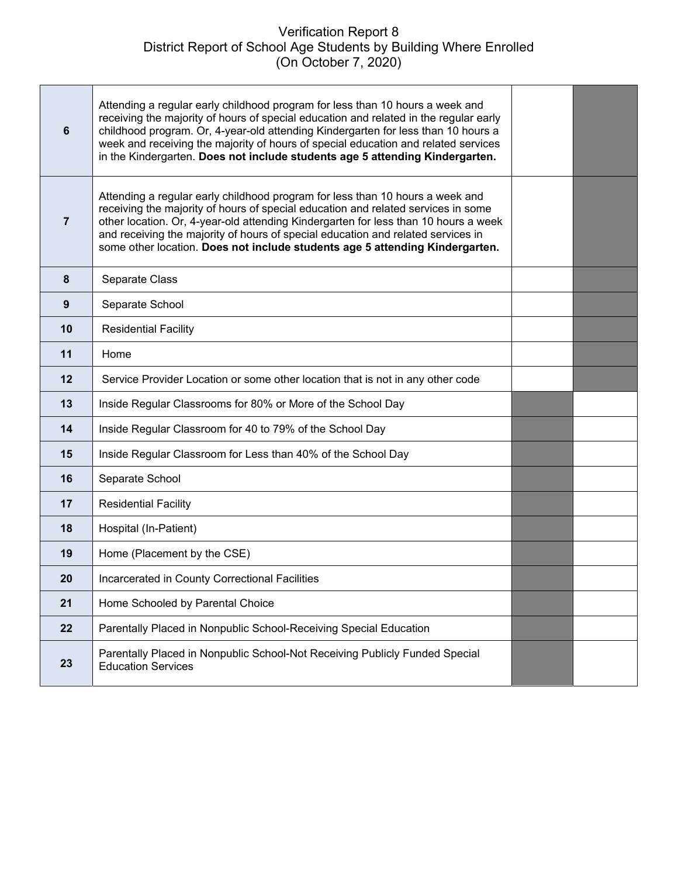# Verification Report 8
## District Report of School Age Students by Building Where Enrolled
## (On October 7, 2020)

| | | | |
|---|---|---|---|
| 6 | Attending a regular early childhood program for less than 10 hours a week and receiving the majority of hours of special education and related in the regular early childhood program. Or, 4-year-old attending Kindergarten for less than 10 hours a week and receiving the majority of hours of special education and related services in the Kindergarten. **Does not include students age 5 attending Kindergarten.** | | |
| 7 | Attending a regular early childhood program for less than 10 hours a week and receiving the majority of hours of special education and related services in some other location. Or, 4-year-old attending Kindergarten for less than 10 hours a week and receiving the majority of hours of special education and related services in some other location. **Does not include students age 5 attending Kindergarten.** | | |
| 8 | Separate Class | | |
| 9 | Separate School | | |
| 10 | Residential Facility | | |
| 11 | Home | | |
| 12 | Service Provider Location or some other location that is not in any other code | | |
| 13 | Inside Regular Classrooms for 80% or More of the School Day | | |
| 14 | Inside Regular Classroom for 40 to 79% of the School Day | | |
| 15 | Inside Regular Classroom for Less than 40% of the School Day | | |
| 16 | Separate School | | |
| 17 | Residential Facility | | |
| 18 | Hospital (In-Patient) | | |
| 19 | Home (Placement by the CSE) | | |
| 20 | Incarcerated in County Correctional Facilities | | |
| 21 | Home Schooled by Parental Choice | | |
| 22 | Parentally Placed in Nonpublic School-Receiving Special Education | | |
| 23 | Parentally Placed in Nonpublic School-Not Receiving Publicly Funded Special Education Services | | |